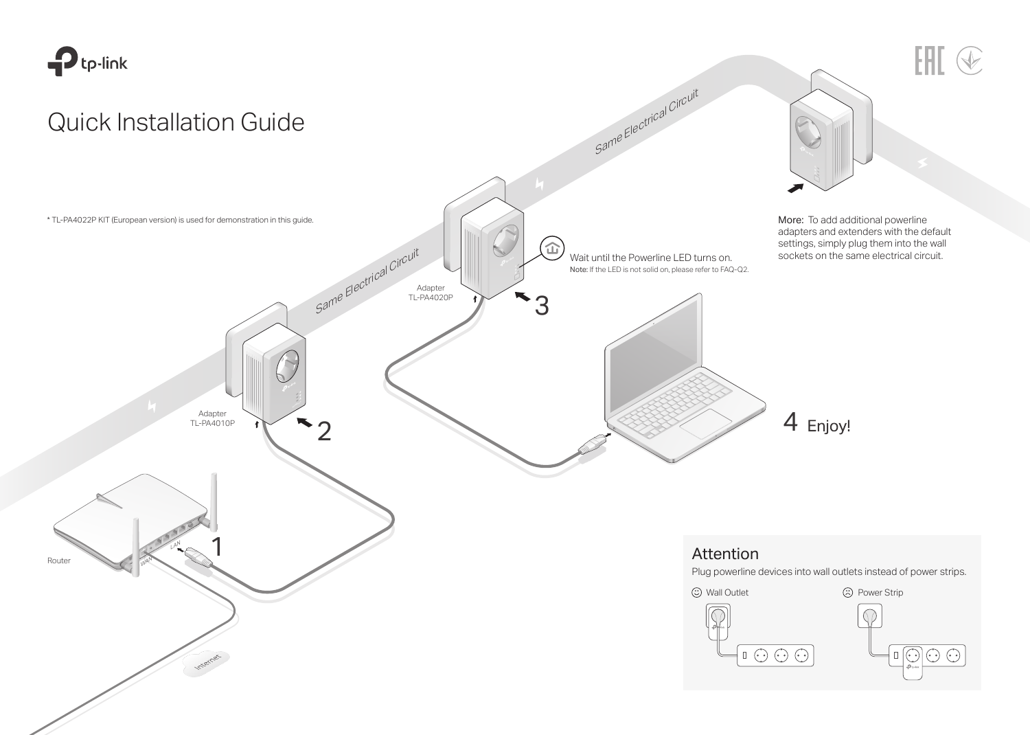tp-link

# Quick Installation Guide

\* TL-PA4022P KIT (European version) is used for demonstration in this guide.

Router

WAN

LAN

1

Internet

Adapter
TL-PA4010P

2

Same Electrical Circuit

Adapter
TL-PA4020P

3

Wait until the Powerline LED turns on.
**Note:** If the LED is not solid on, please refer to FAQ-Q2.

Same Electrical Circuit

4 Enjoy!

**More:** To add additional powerline adapters and extenders with the default settings, simply plug them into the wall sockets on the same electrical circuit.

## Attention

Plug powerline devices into wall outlets instead of power strips.

☺ Wall Outlet

☹ Power Strip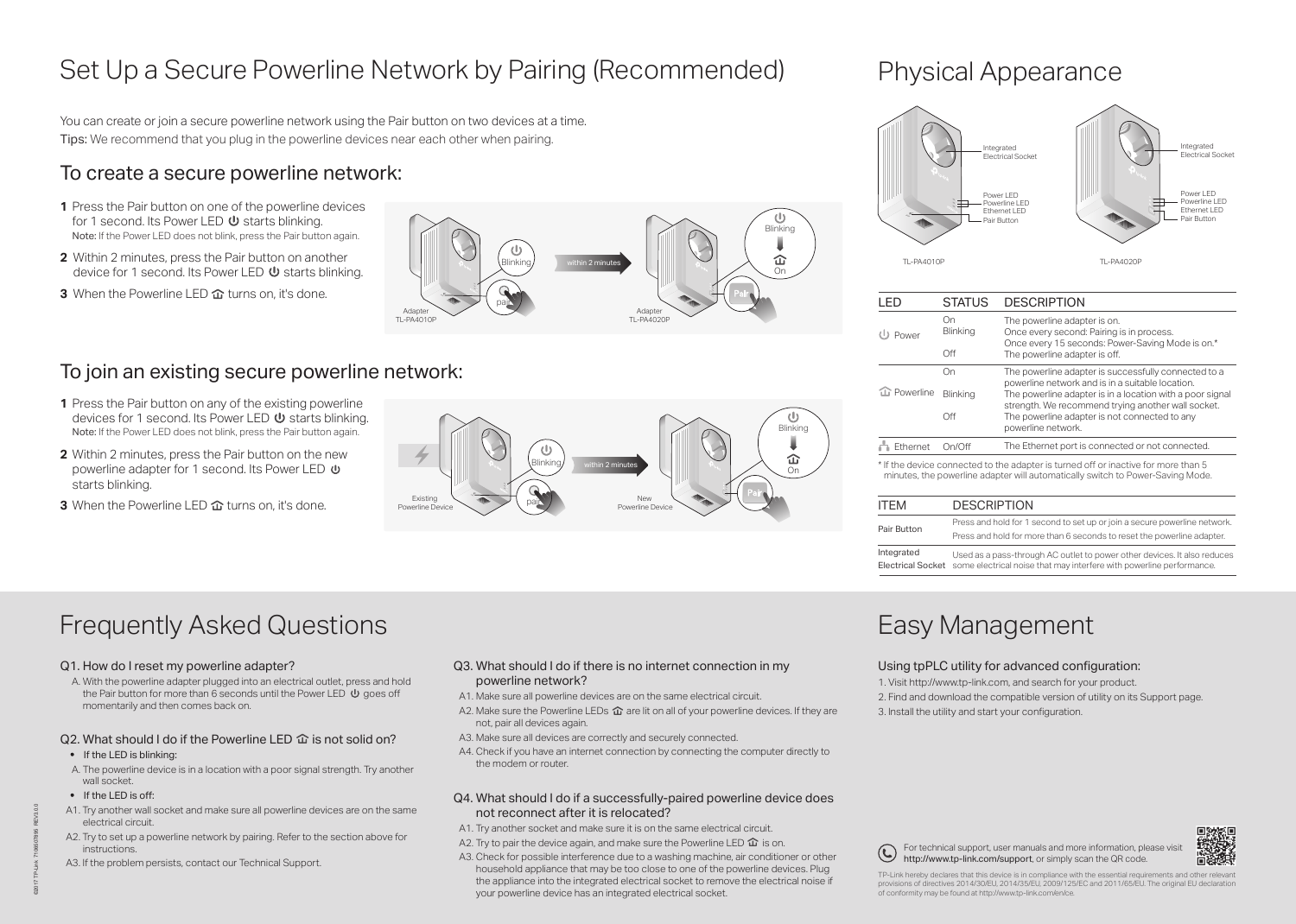# Set Up a Secure Powerline Network by Pairing (Recommended)

You can create or join a secure powerline network using the Pair button on two devices at a time.
Tips: We recommend that you plug in the powerline devices near each other when pairing.

## To create a secure powerline network:

1. Press the Pair button on one of the powerline devices for 1 second. Its Power LED ⏻ starts blinking.
   Note: If the Power LED does not blink, press the Pair button again.
2. Within 2 minutes, press the Pair button on another device for 1 second. Its Power LED ⏻ starts blinking.
3. When the Powerline LED turns on, it's done.

Adapter TL-PA4010P
Blinking
Pair
within 2 minutes
Adapter TL-PA4020P
Blinking
On
Pair

## To join an existing secure powerline network:

1. Press the Pair button on any of the existing powerline devices for 1 second. Its Power LED ⏻ starts blinking.
   Note: If the Power LED does not blink, press the Pair button again.
2. Within 2 minutes, press the Pair button on the new powerline adapter for 1 second. Its Power LED ⏻ starts blinking.
3. When the Powerline LED turns on, it's done.

Existing Powerline Device
Blinking
Pair
within 2 minutes
New Powerline Device
Blinking
On
Pair

# Physical Appearance

TL-PA4010P
Integrated Electrical Socket
Power LED
Powerline LED
Ethernet LED
Pair Button

TL-PA4020P
Integrated Electrical Socket
Power LED
Powerline LED
Ethernet LED
Pair Button

| LED | STATUS | DESCRIPTION |
|---|---|---|
| Power | On | The powerline adapter is on. |
| | Blinking | Once every second: Pairing is in process. Once every 15 seconds: Power-Saving Mode is on.* |
| | Off | The powerline adapter is off. |
| Powerline | On | The powerline adapter is successfully connected to a powerline network and is in a suitable location. |
| | Blinking | The powerline adapter is in a location with a poor signal strength. We recommend trying another wall socket. |
| | Off | The powerline adapter is not connected to any powerline network. |
| Ethernet | On/Off | The Ethernet port is connected or not connected. |

* If the device connected to the adapter is turned off or inactive for more than 5 minutes, the powerline adapter will automatically switch to Power-Saving Mode.

| ITEM | DESCRIPTION |
|---|---|
| Pair Button | Press and hold for 1 second to set up or join a secure powerline network. |
| | Press and hold for more than 6 seconds to reset the powerline adapter. |
| Integrated Electrical Socket | Used as a pass-through AC outlet to power other devices. It also reduces some electrical noise that may interfere with powerline performance. |

# Frequently Asked Questions

### Q1. How do I reset my powerline adapter?

A. With the powerline adapter plugged into an electrical outlet, press and hold the Pair button for more than 6 seconds until the Power LED ⏻ goes off momentarily and then comes back on.

### Q2. What should I do if the Powerline LED is not solid on?

- If the LED is blinking:

A. The powerline device is in a location with a poor signal strength. Try another wall socket.

- If the LED is off:

A1. Try another wall socket and make sure all powerline devices are on the same electrical circuit.
A2. Try to set up a powerline network by pairing. Refer to the section above for instructions.
A3. If the problem persists, contact our Technical Support.

### Q3. What should I do if there is no internet connection in my powerline network?

A1. Make sure all powerline devices are on the same electrical circuit.
A2. Make sure the Powerline LEDs are lit on all of your powerline devices. If they are not, pair all devices again.
A3. Make sure all devices are correctly and securely connected.
A4. Check if you have an internet connection by connecting the computer directly to the modem or router.

### Q4. What should I do if a successfully-paired powerline device does not reconnect after it is relocated?

A1. Try another socket and make sure it is on the same electrical circuit.
A2. Try to pair the device again, and make sure the Powerline LED is on.
A3. Check for possible interference due to a washing machine, air conditioner or other household appliance that may be too close to one of the powerline devices. Plug the appliance into the integrated electrical socket to remove the electrical noise if your powerline device has an integrated electrical socket.

# Easy Management

### Using tpPLC utility for advanced configuration:

1. Visit http://www.tp-link.com, and search for your product.
2. Find and download the compatible version of utility on its Support page.
3. Install the utility and start your configuration.

For technical support, user manuals and more information, please visit http://www.tp-link.com/support, or simply scan the QR code.

TP-Link hereby declares that this device is in compliance with the essential requirements and other relevant provisions of directives 2014/30/EU, 2014/35/EU, 2009/125/EC and 2011/65/EU. The original EU declaration of conformity may be found at http://www.tp-link.com/en/ce.

©2017 TP-Link 7106507596 REV1.0.0